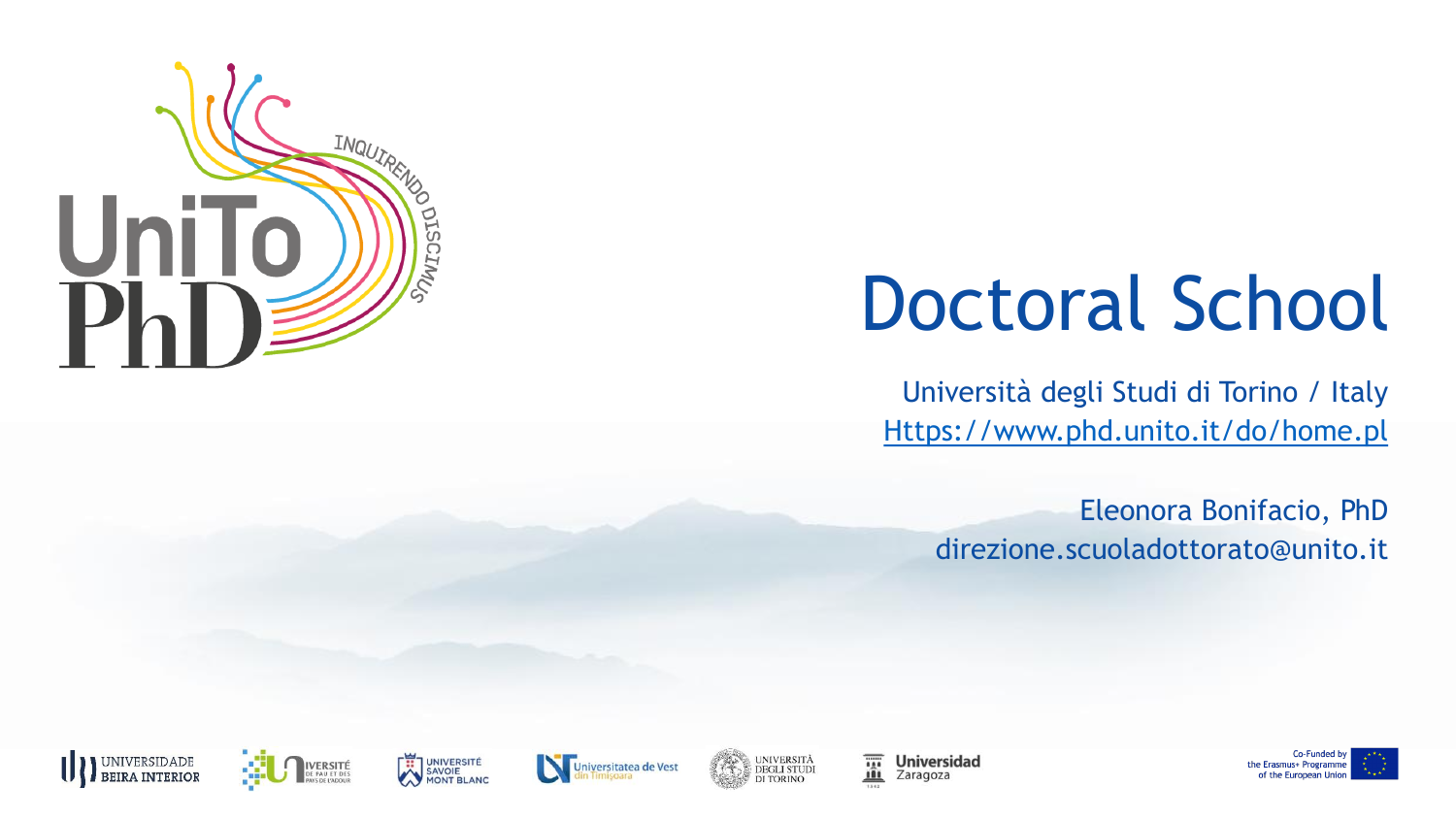# Doctoral School

Università degli Studi di Torino / Italy

Https://www.phd.unito.it/do/home.pl

Eleonora Bonifacio, PhD

direzione.scuoladottorato@unito.it

Co-Funded by the Erasmus+ Programme of the European Union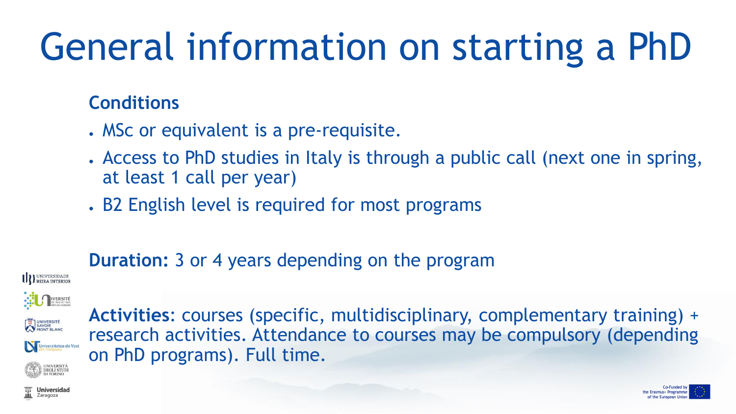# General information on starting a PhD

## Conditions

- MSc or equivalent is a pre-requisite.
- Access to PhD studies in Italy is through a public call (next one in spring, at least 1 call per year)
- B2 English level is required for most programs

**Duration:** 3 or 4 years depending on the program

**Activities**: courses (specific, multidisciplinary, complementary training) + research activities. Attendance to courses may be compulsory (depending on PhD programs). Full time.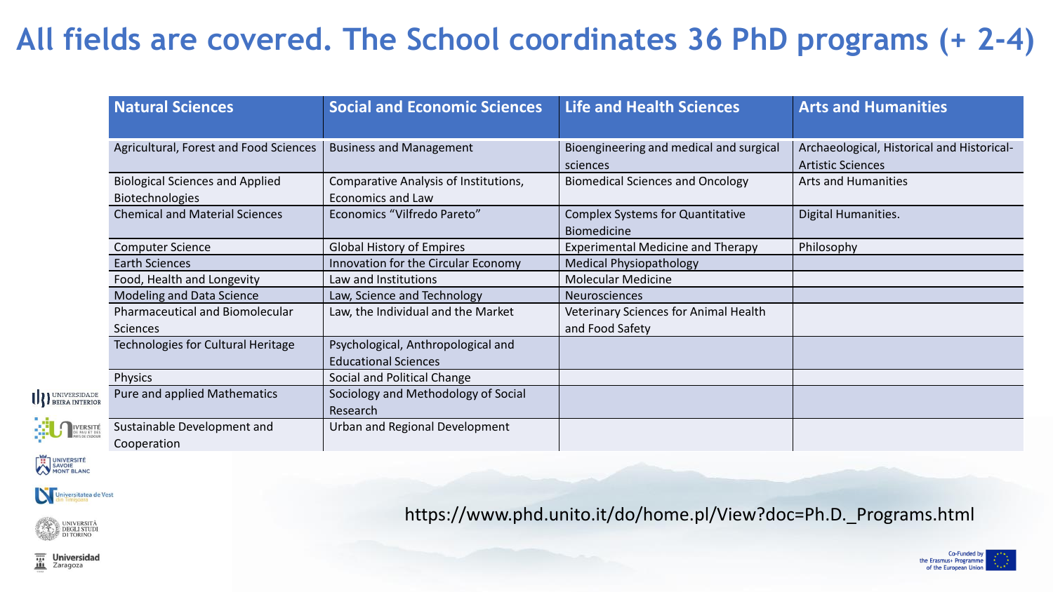# All fields are covered. The School coordinates 36 PhD programs (+ 2-4)

| Natural Sciences | Social and Economic Sciences | Life and Health Sciences | Arts and Humanities |
|---|---|---|---|
| Agricultural, Forest and Food Sciences | Business and Management | Bioengineering and medical and surgical sciences | Archaeological, Historical and Historical-Artistic Sciences |
| Biological Sciences and Applied Biotechnologies | Comparative Analysis of Institutions, Economics and Law | Biomedical Sciences and Oncology | Arts and Humanities |
| Chemical and Material Sciences | Economics “Vilfredo Pareto” | Complex Systems for Quantitative Biomedicine | Digital Humanities. |
| Computer Science | Global History of Empires | Experimental Medicine and Therapy | Philosophy |
| Earth Sciences | Innovation for the Circular Economy | Medical Physiopathology | |
| Food, Health and Longevity | Law and Institutions | Molecular Medicine | |
| Modeling and Data Science | Law, Science and Technology | Neurosciences | |
| Pharmaceutical and Biomolecular Sciences | Law, the Individual and the Market | Veterinary Sciences for Animal Health and Food Safety | |
| Technologies for Cultural Heritage | Psychological, Anthropological and Educational Sciences | | |
| Physics | Social and Political Change | | |
| Pure and applied Mathematics | Sociology and Methodology of Social Research | | |
| Sustainable Development and Cooperation | Urban and Regional Development | | |

https://www.phd.unito.it/do/home.pl/View?doc=Ph.D._Programs.html

Co-Funded by the Erasmus+ Programme of the European Union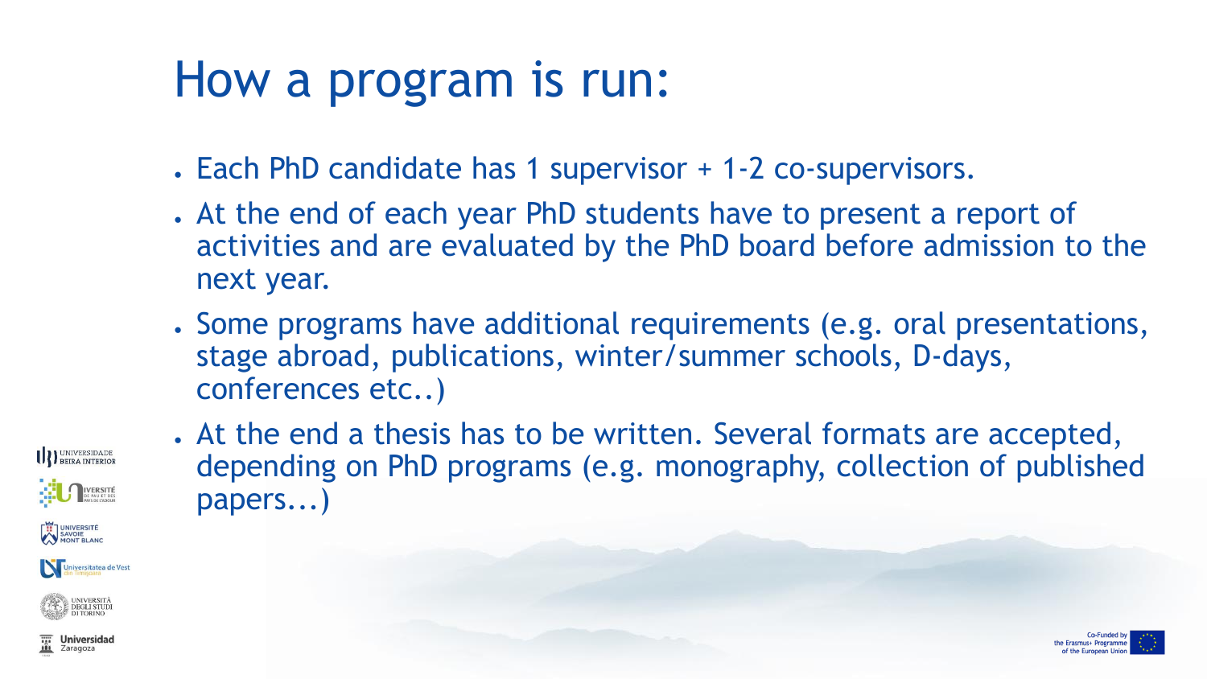# How a program is run:

- Each PhD candidate has 1 supervisor + 1-2 co-supervisors.
- At the end of each year PhD students have to present a report of activities and are evaluated by the PhD board before admission to the next year.
- Some programs have additional requirements (e.g. oral presentations, stage abroad, publications, winter/summer schools, D-days, conferences etc..)
- At the end a thesis has to be written. Several formats are accepted, depending on PhD programs (e.g. monography, collection of published papers...)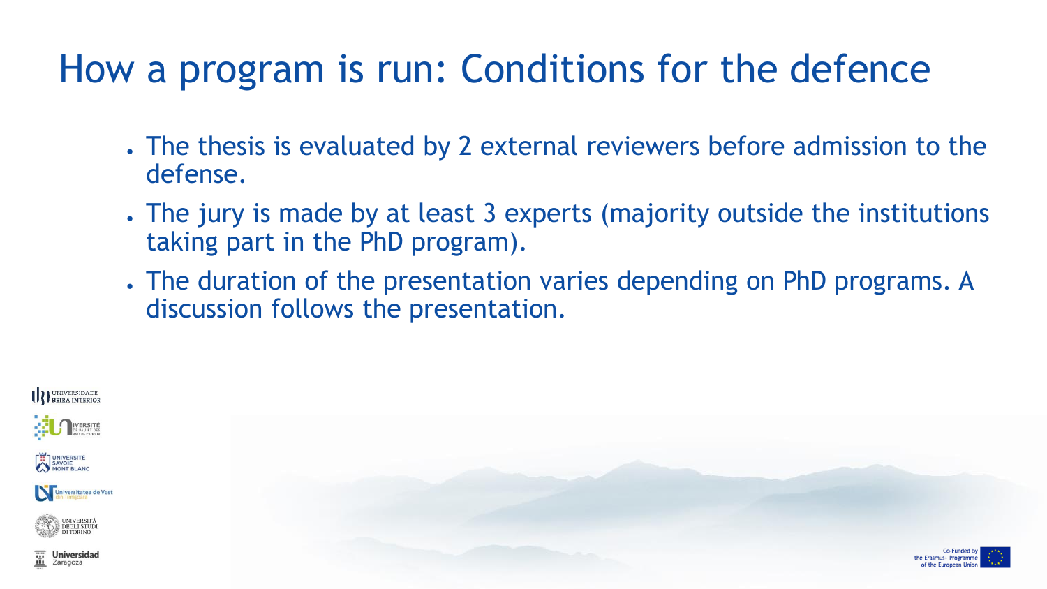# How a program is run: Conditions for the defence

- The thesis is evaluated by 2 external reviewers before admission to the defense.
- The jury is made by at least 3 experts (majority outside the institutions taking part in the PhD program).
- The duration of the presentation varies depending on PhD programs. A discussion follows the presentation.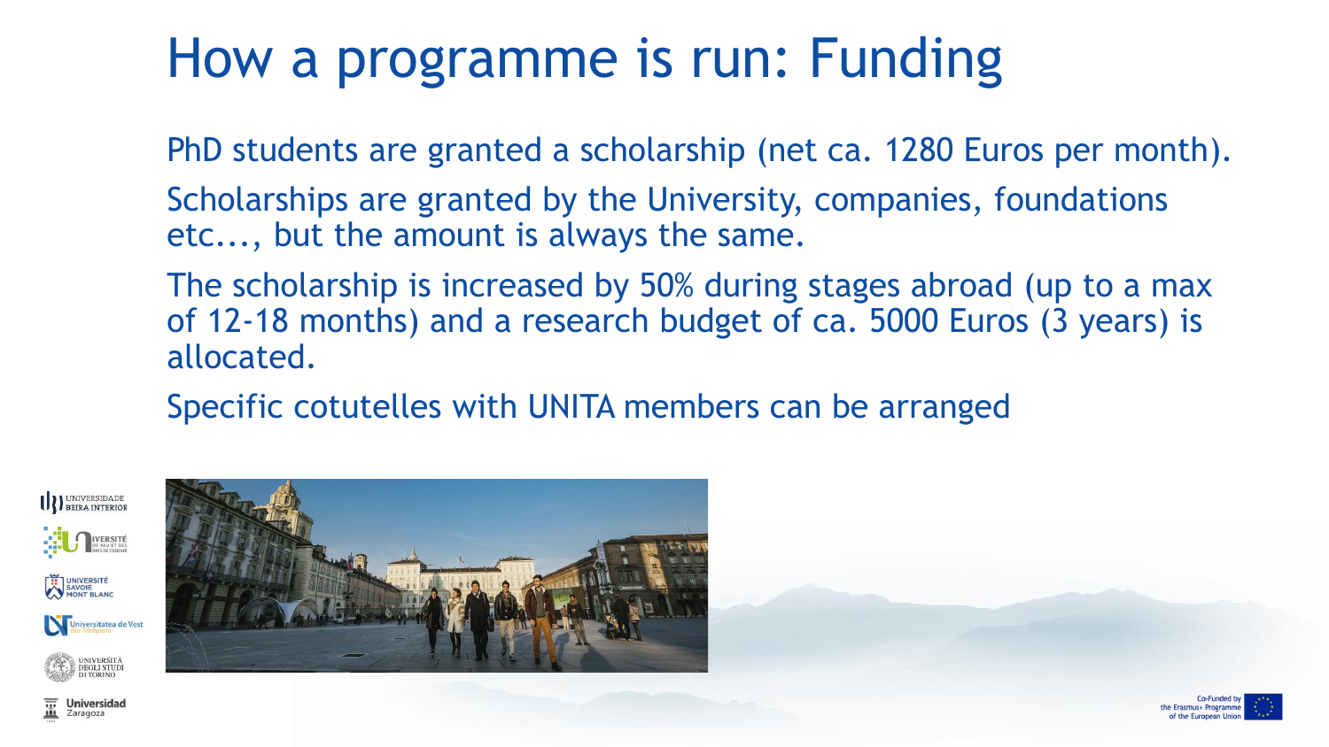# How a programme is run: Funding

PhD students are granted a scholarship (net ca. 1280 Euros per month).

Scholarships are granted by the University, companies, foundations etc..., but the amount is always the same.

The scholarship is increased by 50% during stages abroad (up to a max of 12-18 months) and a research budget of ca. 5000 Euros (3 years) is allocated.

Specific cotutelles with UNITA members can be arranged